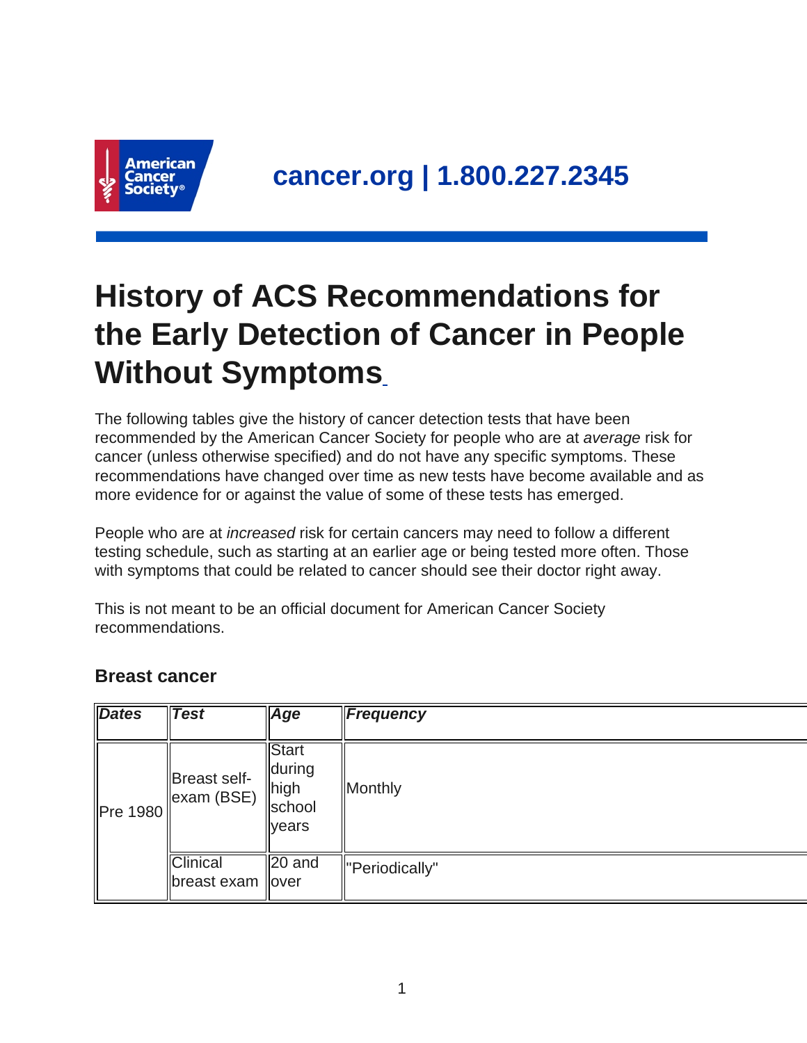American Cancer Society

**cancer.org | 1.800.227.2345**

# History of ACS Recommendations for the Early Detection of Cancer in People Without Symptoms

The following tables give the history of cancer detection tests that have been recommended by the American Cancer Society for people who are at *average* risk for cancer (unless otherwise specified) and do not have any specific symptoms. These recommendations have changed over time as new tests have become available and as more evidence for or against the value of some of these tests has emerged.

People who are at *increased* risk for certain cancers may need to follow a different testing schedule, such as starting at an earlier age or being tested more often. Those with symptoms that could be related to cancer should see their doctor right away.

This is not meant to be an official document for American Cancer Society recommendations.

### Breast cancer

| *Dates* | *Test* | *Age* | *Frequency* |
|---|---|---|---|
| Pre 1980 | Breast self-exam (BSE) | Start during high school years | Monthly |
| | Clinical breast exam | 20 and over | "Periodically" |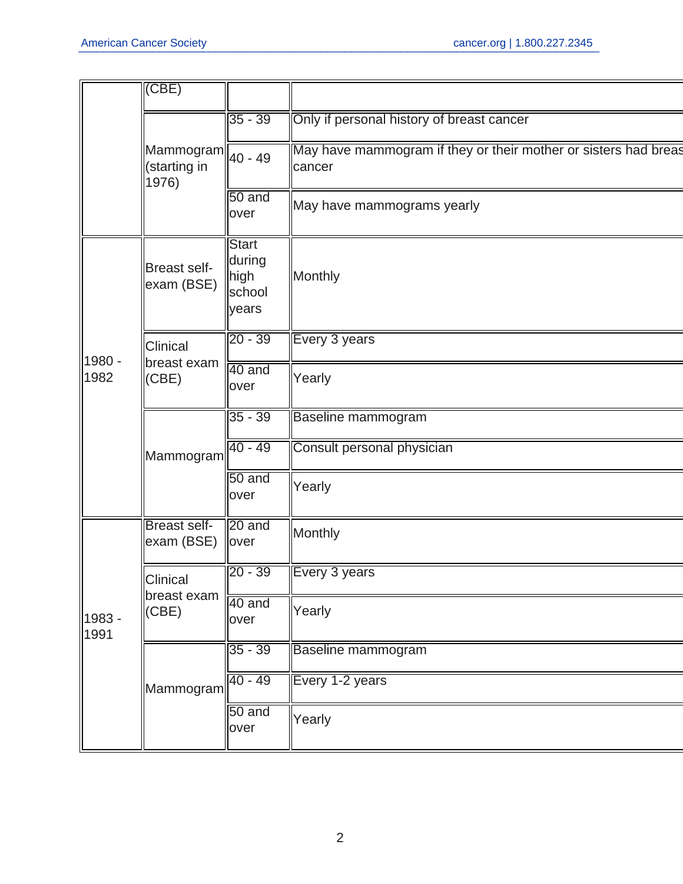| | | | |
|---|---|---|---|
| | (CBE) | | |
| | Mammogram (starting in 1976) | 35 - 39 | Only if personal history of breast cancer |
| | | 40 - 49 | May have mammogram if they or their mother or sisters had breas cancer |
| | | 50 and over | May have mammograms yearly |
| 1980 - 1982 | Breast self-exam (BSE) | Start during high school years | Monthly |
| | Clinical breast exam (CBE) | 20 - 39 | Every 3 years |
| | | 40 and over | Yearly |
| | Mammogram | 35 - 39 | Baseline mammogram |
| | | 40 - 49 | Consult personal physician |
| | | 50 and over | Yearly |
| 1983 - 1991 | Breast self-exam (BSE) | 20 and over | Monthly |
| | Clinical breast exam (CBE) | 20 - 39 | Every 3 years |
| | | 40 and over | Yearly |
| | Mammogram | 35 - 39 | Baseline mammogram |
| | | 40 - 49 | Every 1-2 years |
| | | 50 and over | Yearly |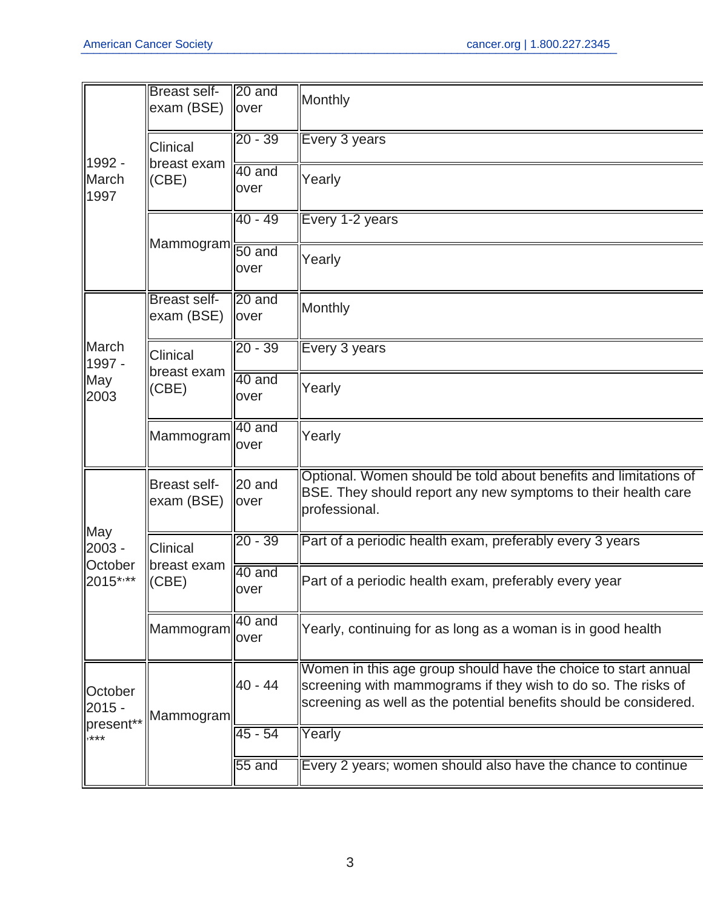| | | | |
|---|---|---|---|
| 1992 - March 1997 | Breast self-exam (BSE) | 20 and over | Monthly |
| | Clinical breast exam (CBE) | 20 - 39 | Every 3 years |
| | | 40 and over | Yearly |
| | Mammogram | 40 - 49 | Every 1-2 years |
| | | 50 and over | Yearly |
| March 1997 - May 2003 | Breast self-exam (BSE) | 20 and over | Monthly |
| | Clinical breast exam (CBE) | 20 - 39 | Every 3 years |
| | | 40 and over | Yearly |
| | Mammogram | 40 and over | Yearly |
| May 2003 - October 2015*,** | Breast self-exam (BSE) | 20 and over | Optional. Women should be told about benefits and limitations of BSE. They should report any new symptoms to their health care professional. |
| | Clinical breast exam (CBE) | 20 - 39 | Part of a periodic health exam, preferably every 3 years |
| | | 40 and over | Part of a periodic health exam, preferably every year |
| | Mammogram | 40 and over | Yearly, continuing for as long as a woman is in good health |
| October 2015 - present**,*** | Mammogram | 40 - 44 | Women in this age group should have the choice to start annual screening with mammograms if they wish to do so. The risks of screening as well as the potential benefits should be considered. |
| | | 45 - 54 | Yearly |
| | | 55 and | Every 2 years; women should also have the chance to continue |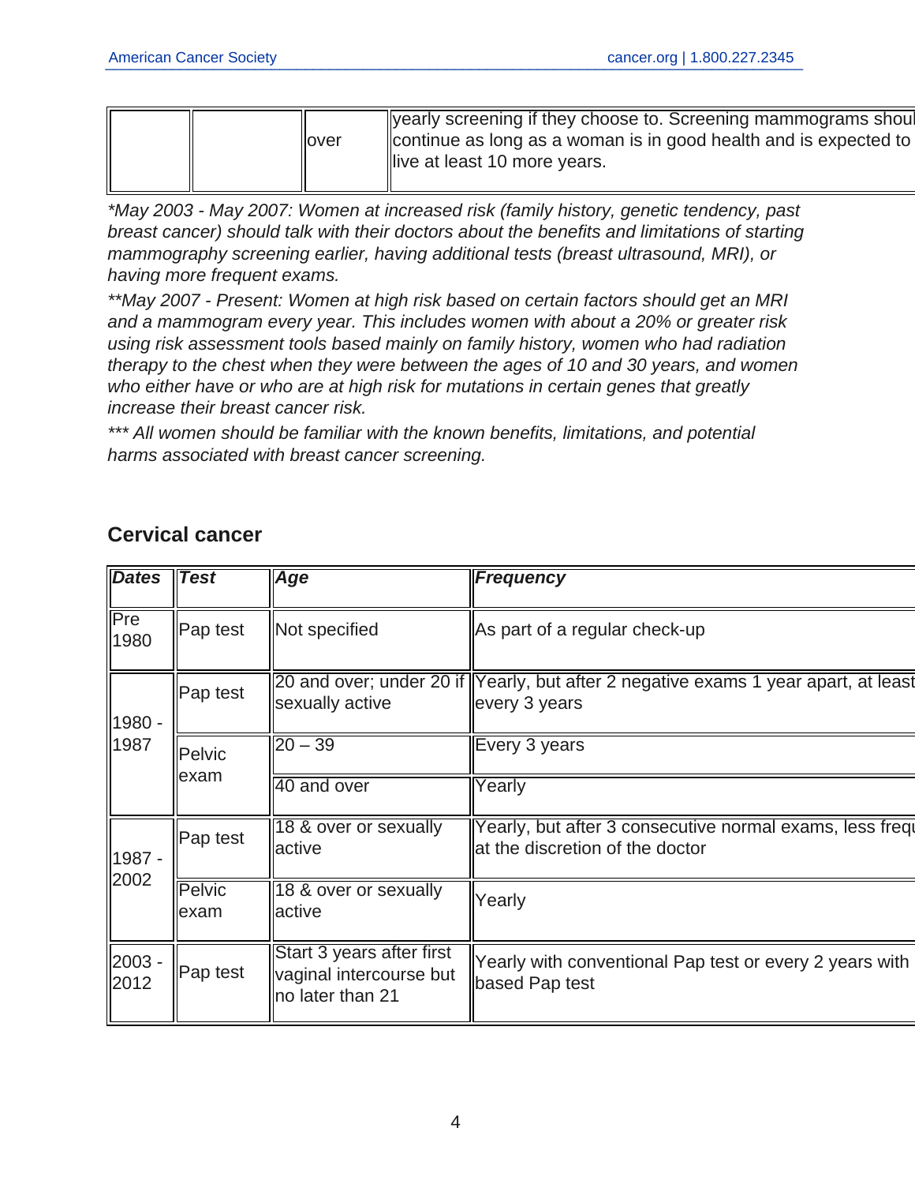| | | over | yearly screening if they choose to. Screening mammograms shoul continue as long as a woman is in good health and is expected to live at least 10 more years. |
|---|---|---|---|

*May 2003 - May 2007: Women at increased risk (family history, genetic tendency, past breast cancer) should talk with their doctors about the benefits and limitations of starting mammography screening earlier, having additional tests (breast ultrasound, MRI), or having more frequent exams.*

***May 2007 - Present: Women at high risk based on certain factors should get an MRI and a mammogram every year. This includes women with about a 20% or greater risk using risk assessment tools based mainly on family history, women who had radiation therapy to the chest when they were between the ages of 10 and 30 years, and women who either have or who are at high risk for mutations in certain genes that greatly increase their breast cancer risk.*

**** All women should be familiar with the known benefits, limitations, and potential harms associated with breast cancer screening.*

## Cervical cancer

| ***Dates*** | ***Test*** | ***Age*** | ***Frequency*** |
|---|---|---|---|
| Pre 1980 | Pap test | Not specified | As part of a regular check-up |
| 1980 - 1987 | Pap test | 20 and over; under 20 if sexually active | Yearly, but after 2 negative exams 1 year apart, at least every 3 years |
| | Pelvic exam | 20 – 39 | Every 3 years |
| | | 40 and over | Yearly |
| 1987 - 2002 | Pap test | 18 & over or sexually active | Yearly, but after 3 consecutive normal exams, less frequ at the discretion of the doctor |
| | Pelvic exam | 18 & over or sexually active | Yearly |
| 2003 - 2012 | Pap test | Start 3 years after first vaginal intercourse but no later than 21 | Yearly with conventional Pap test or every 2 years with based Pap test |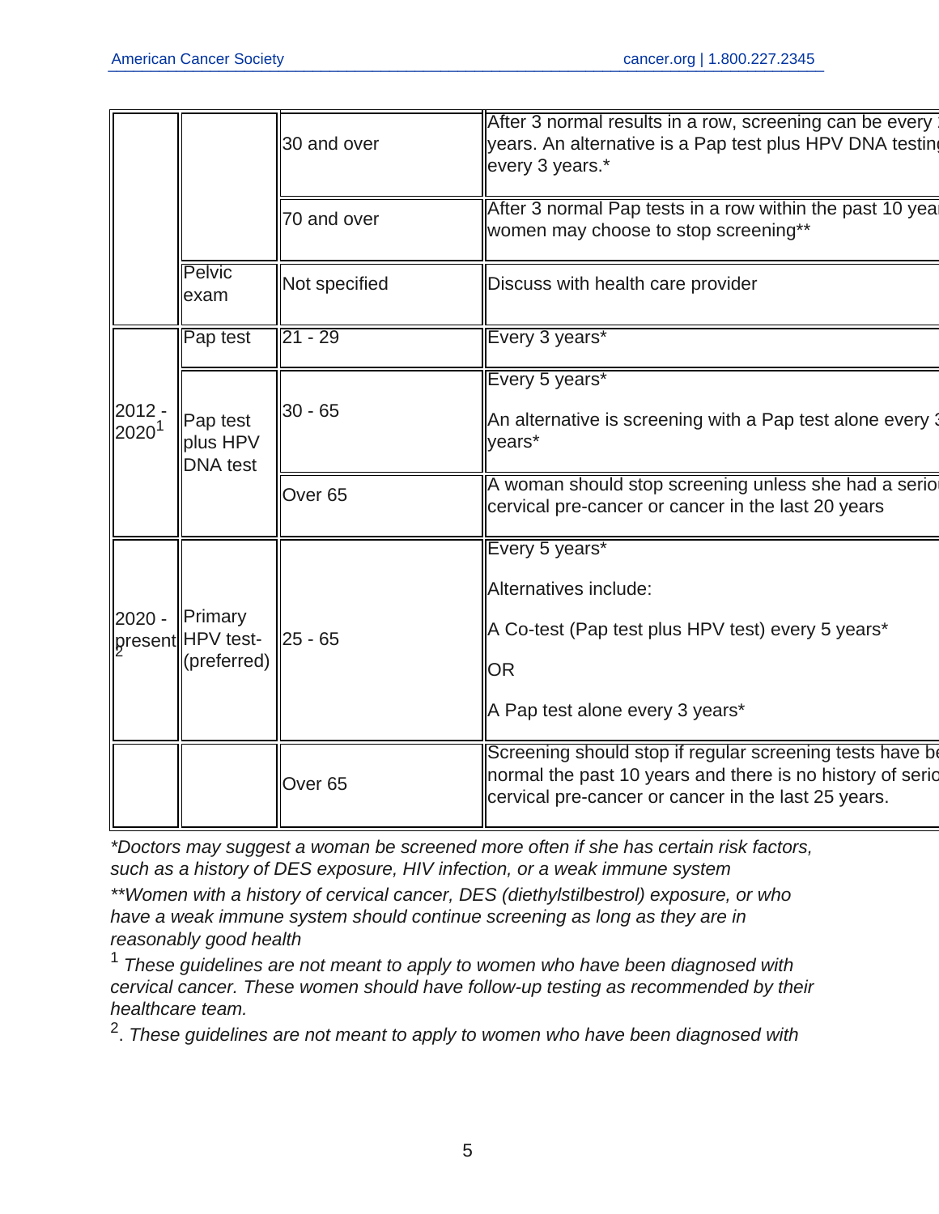| | | | |
|---|---|---|---|
| | | 30 and over | After 3 normal results in a row, screening can be every years. An alternative is a Pap test plus HPV DNA testing every 3 years.* |
| | | 70 and over | After 3 normal Pap tests in a row within the past 10 year women may choose to stop screening** |
| | Pelvic exam | Not specified | Discuss with health care provider |
| 2012 - 2020[1] | Pap test | 21 - 29 | Every 3 years* |
| | Pap test plus HPV DNA test | 30 - 65 | Every 5 years*<br><br>An alternative is screening with a Pap test alone every 3 years* |
| | | Over 65 | A woman should stop screening unless she had a serio cervical pre-cancer or cancer in the last 20 years |
| 2020 - present[2] | Primary HPV test- (preferred) | 25 - 65 | Every 5 years*<br><br>Alternatives include:<br><br>A Co-test (Pap test plus HPV test) every 5 years*<br><br>OR<br><br>A Pap test alone every 3 years* |
| | | Over 65 | Screening should stop if regular screening tests have be normal the past 10 years and there is no history of serio cervical pre-cancer or cancer in the last 25 years. |

*\*Doctors may suggest a woman be screened more often if she has certain risk factors, such as a history of DES exposure, HIV infection, or a weak immune system*

*\*\*Women with a history of cervical cancer, DES (diethylstilbestrol) exposure, or who have a weak immune system should continue screening as long as they are in reasonably good health*

[1] *These guidelines are not meant to apply to women who have been diagnosed with cervical cancer. These women should have follow-up testing as recommended by their healthcare team.*

[2]. *These guidelines are not meant to apply to women who have been diagnosed with*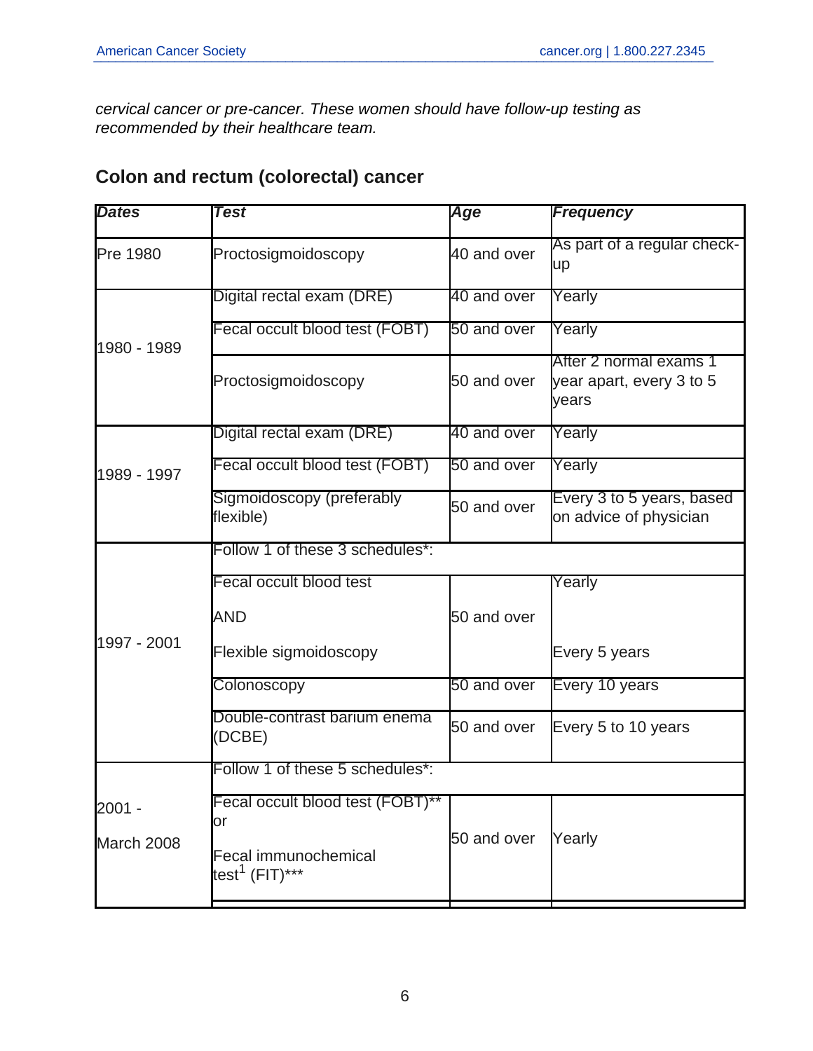*cervical cancer or pre-cancer. These women should have follow-up testing as recommended by their healthcare team.*

## Colon and rectum (colorectal) cancer

| ***Dates*** | ***Test*** | ***Age*** | ***Frequency*** |
|---|---|---|---|
| Pre 1980 | Proctosigmoidoscopy | 40 and over | As part of a regular check-up |
| 1980 - 1989 | Digital rectal exam (DRE) | 40 and over | Yearly |
| | Fecal occult blood test (FOBT) | 50 and over | Yearly |
| | Proctosigmoidoscopy | 50 and over | After 2 normal exams 1 year apart, every 3 to 5 years |
| 1989 - 1997 | Digital rectal exam (DRE) | 40 and over | Yearly |
| | Fecal occult blood test (FOBT) | 50 and over | Yearly |
| | Sigmoidoscopy (preferably flexible) | 50 and over | Every 3 to 5 years, based on advice of physician |
| 1997 - 2001 | Follow 1 of these 3 schedules*: | | |
| | Fecal occult blood test AND Flexible sigmoidoscopy | 50 and over | Yearly / Every 5 years |
| | Colonoscopy | 50 and over | Every 10 years |
| | Double-contrast barium enema (DCBE) | 50 and over | Every 5 to 10 years |
| 2001 - March 2008 | Follow 1 of these 5 schedules*: | | |
| | Fecal occult blood test (FOBT)** or Fecal immunochemical test[1] (FIT)*** | 50 and over | Yearly |
| | | | |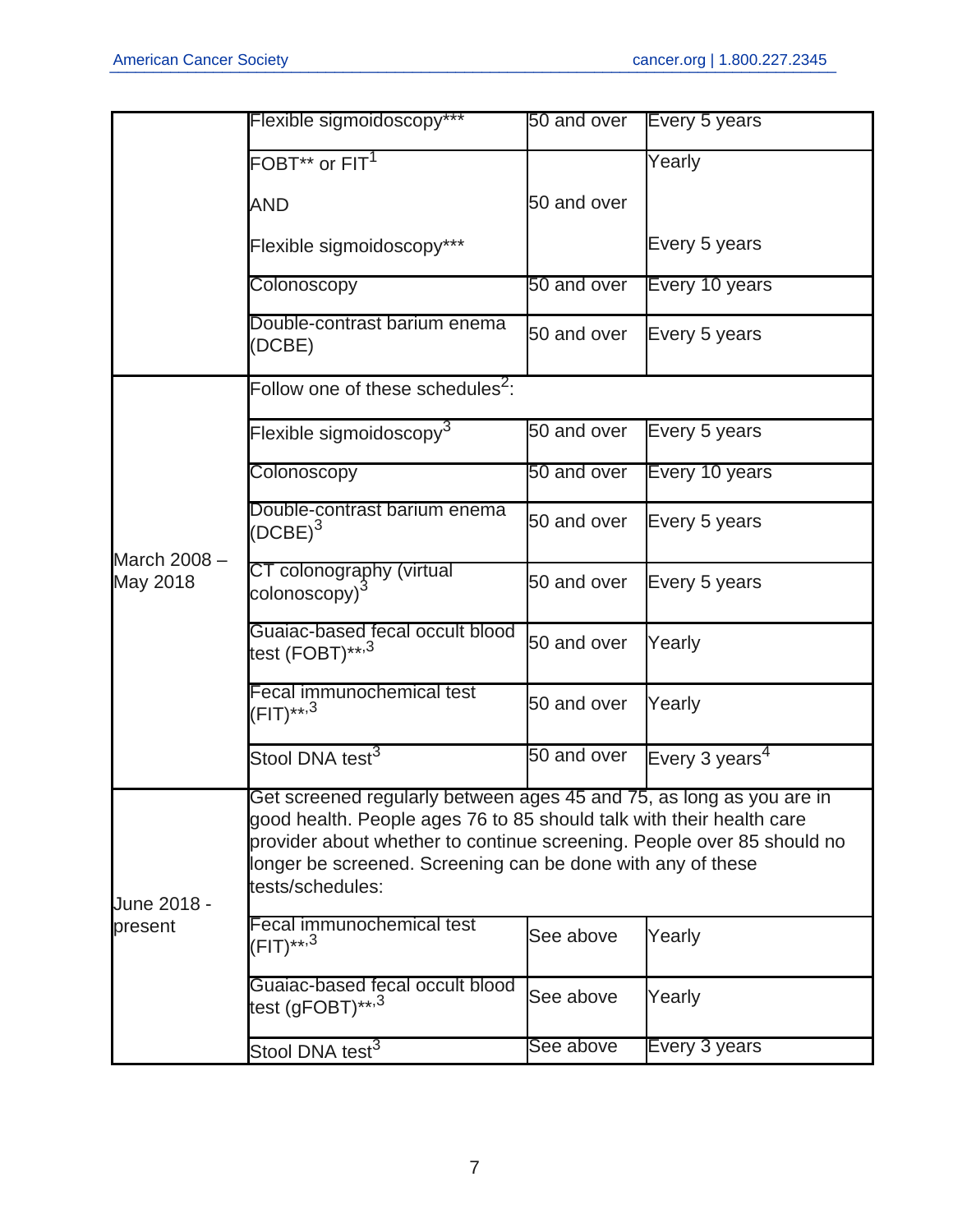| | | | |
|---|---|---|---|
| | Flexible sigmoidoscopy*** | 50 and over | Every 5 years |
| | FOBT** or FIT[1]<br><br>AND<br><br>Flexible sigmoidoscopy*** | 50 and over | Yearly<br><br>Every 5 years |
| | Colonoscopy | 50 and over | Every 10 years |
| | Double-contrast barium enema (DCBE) | 50 and over | Every 5 years |
| March 2008 – May 2018 | Follow one of these schedules[2]: | | |
| | Flexible sigmoidoscopy[3] | 50 and over | Every 5 years |
| | Colonoscopy | 50 and over | Every 10 years |
| | Double-contrast barium enema (DCBE)[3] | 50 and over | Every 5 years |
| | CT colonography (virtual colonoscopy)[3] | 50 and over | Every 5 years |
| | Guaiac-based fecal occult blood test (FOBT)**,[3] | 50 and over | Yearly |
| | Fecal immunochemical test (FIT)**,[3] | 50 and over | Yearly |
| | Stool DNA test[3] | 50 and over | Every 3 years[4] |
| June 2018 - present | Get screened regularly between ages 45 and 75, as long as you are in good health. People ages 76 to 85 should talk with their health care provider about whether to continue screening. People over 85 should no longer be screened. Screening can be done with any of these tests/schedules: | | |
| | Fecal immunochemical test (FIT)**,[3] | See above | Yearly |
| | Guaiac-based fecal occult blood test (gFOBT)**,[3] | See above | Yearly |
| | Stool DNA test[3] | See above | Every 3 years |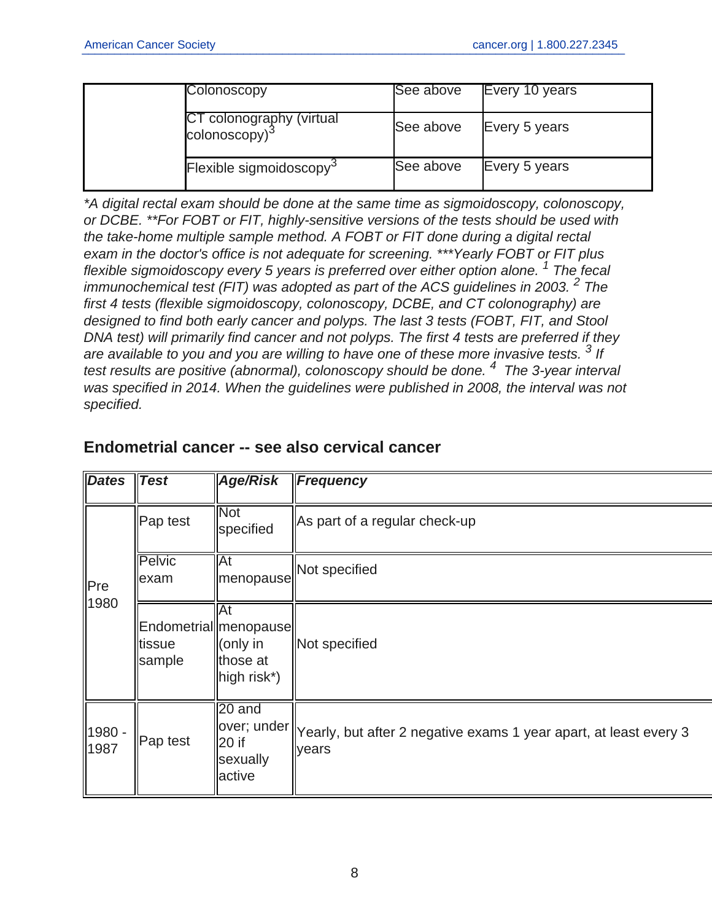| | | | |
|---|---|---|---|
| | Colonoscopy | See above | Every 10 years |
| | CT colonography (virtual colonoscopy)[3] | See above | Every 5 years |
| | Flexible sigmoidoscopy[3] | See above | Every 5 years |

*\*A digital rectal exam should be done at the same time as sigmoidoscopy, colonoscopy, or DCBE. \*\*For FOBT or FIT, highly-sensitive versions of the tests should be used with the take-home multiple sample method. A FOBT or FIT done during a digital rectal exam in the doctor's office is not adequate for screening. \*\*\*Yearly FOBT or FIT plus flexible sigmoidoscopy every 5 years is preferred over either option alone. [1] The fecal immunochemical test (FIT) was adopted as part of the ACS guidelines in 2003. [2] The first 4 tests (flexible sigmoidoscopy, colonoscopy, DCBE, and CT colonography) are designed to find both early cancer and polyps. The last 3 tests (FOBT, FIT, and Stool DNA test) will primarily find cancer and not polyps. The first 4 tests are preferred if they are available to you and you are willing to have one of these more invasive tests. [3] If test results are positive (abnormal), colonoscopy should be done. [4] The 3-year interval was specified in 2014. When the guidelines were published in 2008, the interval was not specified.*

### Endometrial cancer -- see also cervical cancer

| ***Dates*** | ***Test*** | ***Age/Risk*** | ***Frequency*** |
|---|---|---|---|
| Pre 1980 | Pap test | Not specified | As part of a regular check-up |
| | Pelvic exam | At menopause | Not specified |
| | Endometrial tissue sample | At menopause (only in those at high risk*) | Not specified |
| 1980 - 1987 | Pap test | 20 and over; under 20 if sexually active | Yearly, but after 2 negative exams 1 year apart, at least every 3 years |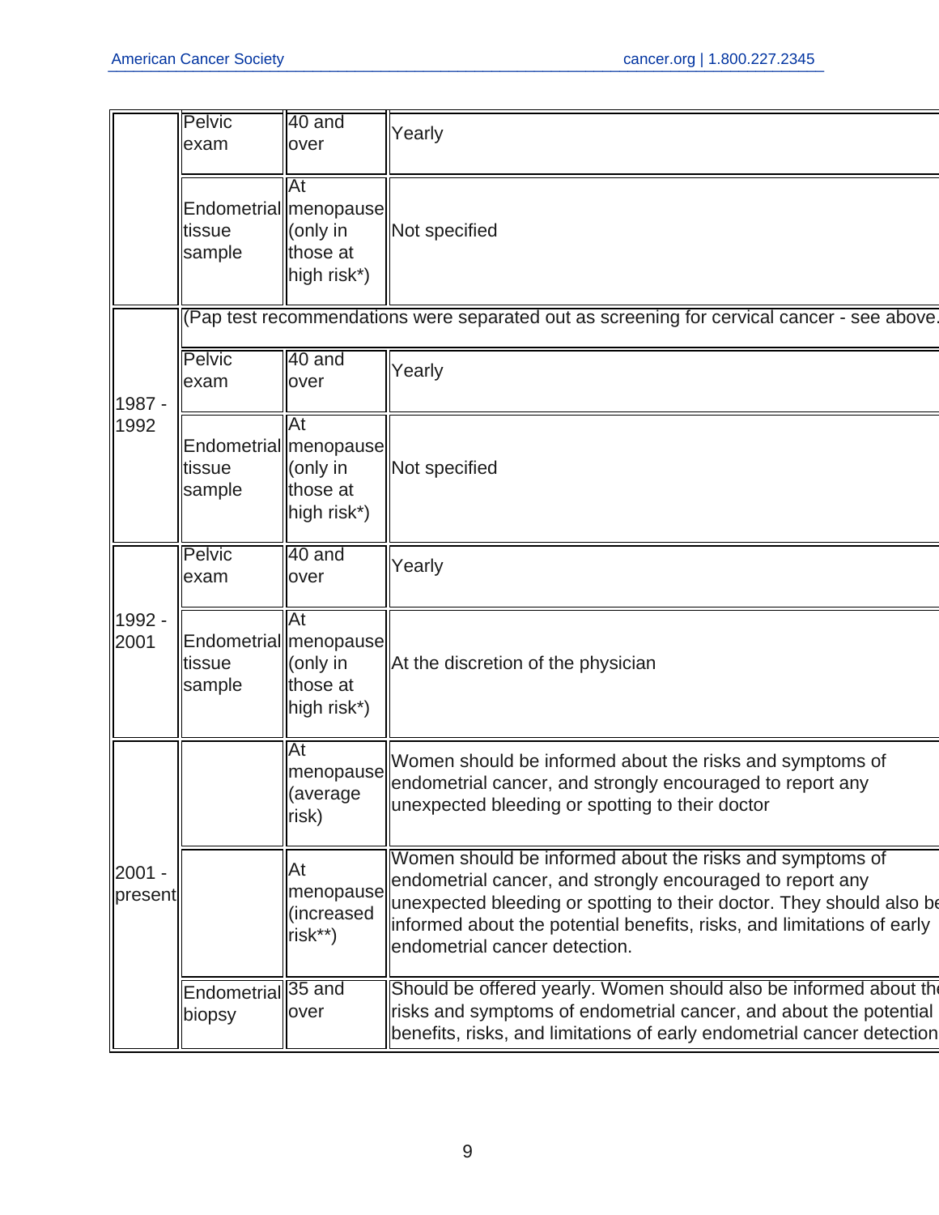| | | | |
|---|---|---|---|
| | Pelvic exam | 40 and over | Yearly |
| | Endometrial tissue sample | At menopause (only in those at high risk*) | Not specified |
| 1987 - 1992 | (Pap test recommendations were separated out as screening for cervical cancer - see above. | | |
| | Pelvic exam | 40 and over | Yearly |
| | Endometrial tissue sample | At menopause (only in those at high risk*) | Not specified |
| 1992 - 2001 | Pelvic exam | 40 and over | Yearly |
| | Endometrial tissue sample | At menopause (only in those at high risk*) | At the discretion of the physician |
| 2001 - present | | At menopause (average risk) | Women should be informed about the risks and symptoms of endometrial cancer, and strongly encouraged to report any unexpected bleeding or spotting to their doctor |
| | | At menopause (increased risk**) | Women should be informed about the risks and symptoms of endometrial cancer, and strongly encouraged to report any unexpected bleeding or spotting to their doctor. They should also be informed about the potential benefits, risks, and limitations of early endometrial cancer detection. |
| | Endometrial biopsy | 35 and over | Should be offered yearly. Women should also be informed about the risks and symptoms of endometrial cancer, and about the potential benefits, risks, and limitations of early endometrial cancer detection |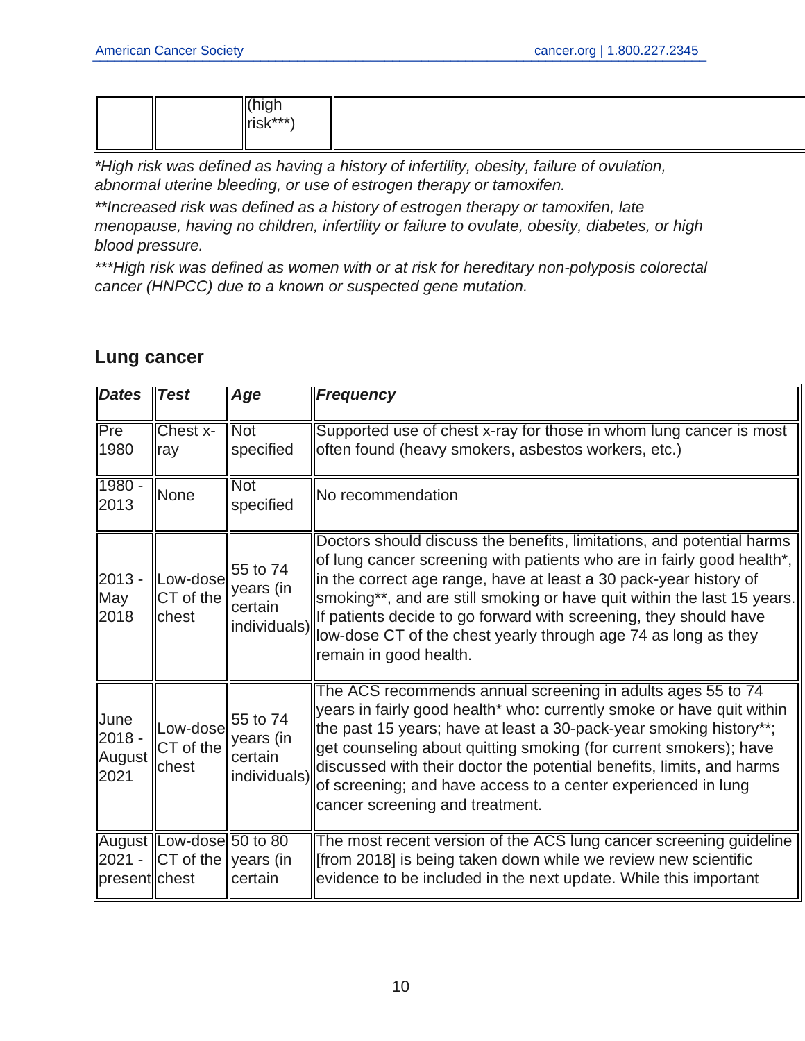| | | (high risk***) | |
|---|---|---|---|

*\*High risk was defined as having a history of infertility, obesity, failure of ovulation, abnormal uterine bleeding, or use of estrogen therapy or tamoxifen.*

*\*\*Increased risk was defined as a history of estrogen therapy or tamoxifen, late menopause, having no children, infertility or failure to ovulate, obesity, diabetes, or high blood pressure.*

*\*\*\*High risk was defined as women with or at risk for hereditary non-polyposis colorectal cancer (HNPCC) due to a known or suspected gene mutation.*

## Lung cancer

| ***Dates*** | ***Test*** | ***Age*** | ***Frequency*** |
|---|---|---|---|
| Pre 1980 | Chest x-ray | Not specified | Supported use of chest x-ray for those in whom lung cancer is most often found (heavy smokers, asbestos workers, etc.) |
| 1980 - 2013 | None | Not specified | No recommendation |
| 2013 - May 2018 | Low-dose CT of the chest | 55 to 74 years (in certain individuals) | Doctors should discuss the benefits, limitations, and potential harms of lung cancer screening with patients who are in fairly good health*, in the correct age range, have at least a 30 pack-year history of smoking**, and are still smoking or have quit within the last 15 years. If patients decide to go forward with screening, they should have low-dose CT of the chest yearly through age 74 as long as they remain in good health. |
| June 2018 - August 2021 | Low-dose CT of the chest | 55 to 74 years (in certain individuals) | The ACS recommends annual screening in adults ages 55 to 74 years in fairly good health* who: currently smoke or have quit within the past 15 years; have at least a 30-pack-year smoking history**; get counseling about quitting smoking (for current smokers); have discussed with their doctor the potential benefits, limits, and harms of screening; and have access to a center experienced in lung cancer screening and treatment. |
| August 2021 - present | Low-dose CT of the chest | 50 to 80 years (in certain | The most recent version of the ACS lung cancer screening guideline [from 2018] is being taken down while we review new scientific evidence to be included in the next update. While this important |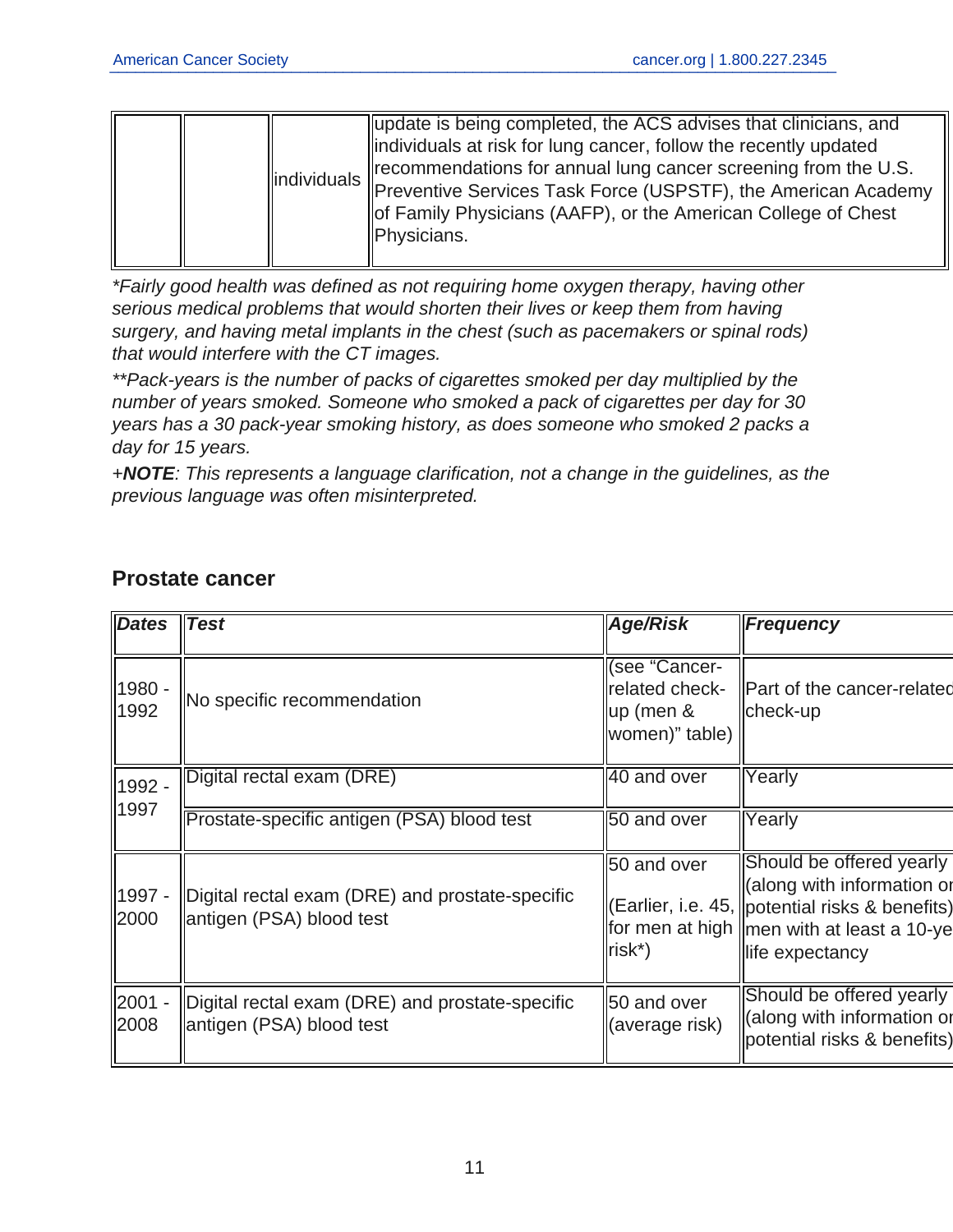| | | | |
|---|---|---|---|
| | | individuals | update is being completed, the ACS advises that clinicians, and individuals at risk for lung cancer, follow the recently updated recommendations for annual lung cancer screening from the U.S. Preventive Services Task Force (USPSTF), the American Academy of Family Physicians (AAFP), or the American College of Chest Physicians. |

*\*Fairly good health was defined as not requiring home oxygen therapy, having other serious medical problems that would shorten their lives or keep them from having surgery, and having metal implants in the chest (such as pacemakers or spinal rods) that would interfere with the CT images.*

*\*\*Pack-years is the number of packs of cigarettes smoked per day multiplied by the number of years smoked. Someone who smoked a pack of cigarettes per day for 30 years has a 30 pack-year smoking history, as does someone who smoked 2 packs a day for 15 years.*

*+**NOTE**: This represents a language clarification, not a change in the guidelines, as the previous language was often misinterpreted.*

### Prostate cancer

| ***Dates*** | ***Test*** | ***Age/Risk*** | ***Frequency*** |
|---|---|---|---|
| 1980 - 1992 | No specific recommendation | (see "Cancer-related check-up (men & women)" table) | Part of the cancer-related check-up |
| 1992 - 1997 | Digital rectal exam (DRE) | 40 and over | Yearly |
| | Prostate-specific antigen (PSA) blood test | 50 and over | Yearly |
| 1997 - 2000 | Digital rectal exam (DRE) and prostate-specific antigen (PSA) blood test | 50 and over<br><br>(Earlier, i.e. 45, for men at high risk\*) | Should be offered yearly (along with information on potential risks & benefits) men with at least a 10-year life expectancy |
| 2001 - 2008 | Digital rectal exam (DRE) and prostate-specific antigen (PSA) blood test | 50 and over (average risk) | Should be offered yearly (along with information on potential risks & benefits) |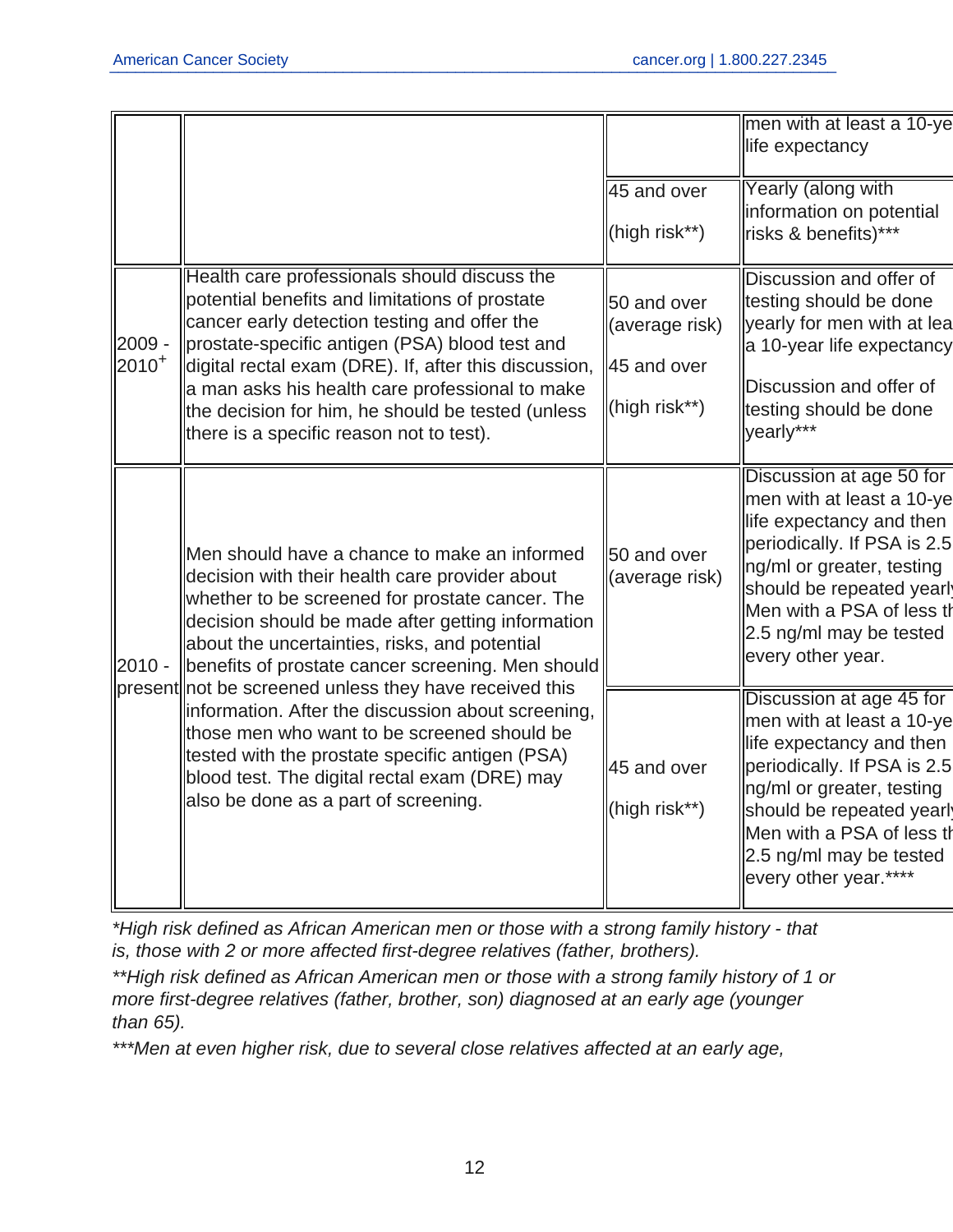| | | | |
|---|---|---|---|
| | | | men with at least a 10-ye life expectancy |
| | | 45 and over (high risk**) | Yearly (along with information on potential risks & benefits)*** |
| 2009 - 2010+ | Health care professionals should discuss the potential benefits and limitations of prostate cancer early detection testing and offer the prostate-specific antigen (PSA) blood test and digital rectal exam (DRE). If, after this discussion, a man asks his health care professional to make the decision for him, he should be tested (unless there is a specific reason not to test). | 50 and over (average risk) 45 and over (high risk**) | Discussion and offer of testing should be done yearly for men with at lea a 10-year life expectancy Discussion and offer of testing should be done yearly*** |
| 2010 - present | Men should have a chance to make an informed decision with their health care provider about whether to be screened for prostate cancer. The decision should be made after getting information about the uncertainties, risks, and potential benefits of prostate cancer screening. Men should not be screened unless they have received this information. After the discussion about screening, those men who want to be screened should be tested with the prostate specific antigen (PSA) blood test. The digital rectal exam (DRE) may also be done as a part of screening. | 50 and over (average risk) | Discussion at age 50 for men with at least a 10-ye life expectancy and then periodically. If PSA is 2.5 ng/ml or greater, testing should be repeated yearl Men with a PSA of less tl 2.5 ng/ml may be tested every other year. |
| | | 45 and over (high risk**) | Discussion at age 45 for men with at least a 10-ye life expectancy and then periodically. If PSA is 2.5 ng/ml or greater, testing should be repeated yearl Men with a PSA of less tl 2.5 ng/ml may be tested every other year.**** |

*High risk defined as African American men or those with a strong family history - that is, those with 2 or more affected first-degree relatives (father, brothers).*

*\*\*High risk defined as African American men or those with a strong family history of 1 or more first-degree relatives (father, brother, son) diagnosed at an early age (younger than 65).*

*\*\*\*Men at even higher risk, due to several close relatives affected at an early age,*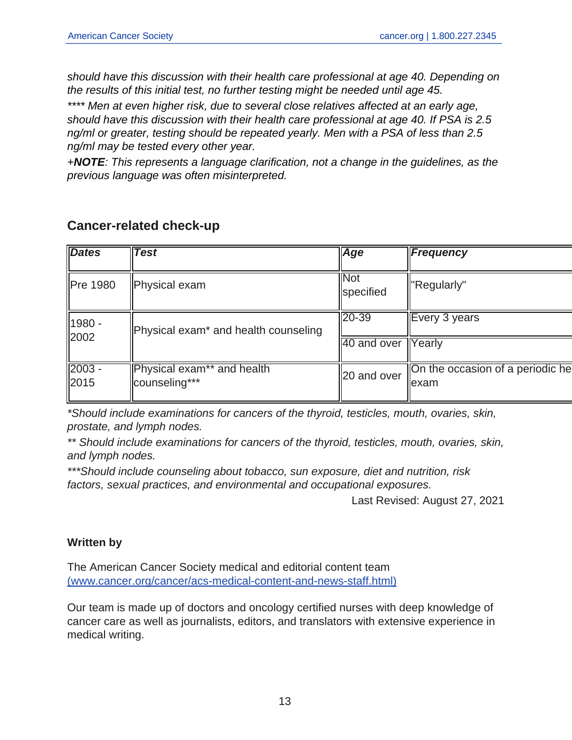*should have this discussion with their health care professional at age 40. Depending on the results of this initial test, no further testing might be needed until age 45.*

*\*\*\*\* Men at even higher risk, due to several close relatives affected at an early age, should have this discussion with their health care professional at age 40. If PSA is 2.5 ng/ml or greater, testing should be repeated yearly. Men with a PSA of less than 2.5 ng/ml may be tested every other year.*

*+**NOTE**: This represents a language clarification, not a change in the guidelines, as the previous language was often misinterpreted.*

## Cancer-related check-up

| ***Dates*** | ***Test*** | ***Age*** | ***Frequency*** |
|---|---|---|---|
| Pre 1980 | Physical exam | Not specified | "Regularly" |
| 1980 - 2002 | Physical exam* and health counseling | 20-39 | Every 3 years |
| | | 40 and over | Yearly |
| 2003 - 2015 | Physical exam** and health counseling*** | 20 and over | On the occasion of a periodic he exam |

*\*Should include examinations for cancers of the thyroid, testicles, mouth, ovaries, skin, prostate, and lymph nodes.*

*\*\* Should include examinations for cancers of the thyroid, testicles, mouth, ovaries, skin, and lymph nodes.*

*\*\*\*Should include counseling about tobacco, sun exposure, diet and nutrition, risk factors, sexual practices, and environmental and occupational exposures.*

Last Revised: August 27, 2021

**Written by**

The American Cancer Society medical and editorial content team (www.cancer.org/cancer/acs-medical-content-and-news-staff.html)

Our team is made up of doctors and oncology certified nurses with deep knowledge of cancer care as well as journalists, editors, and translators with extensive experience in medical writing.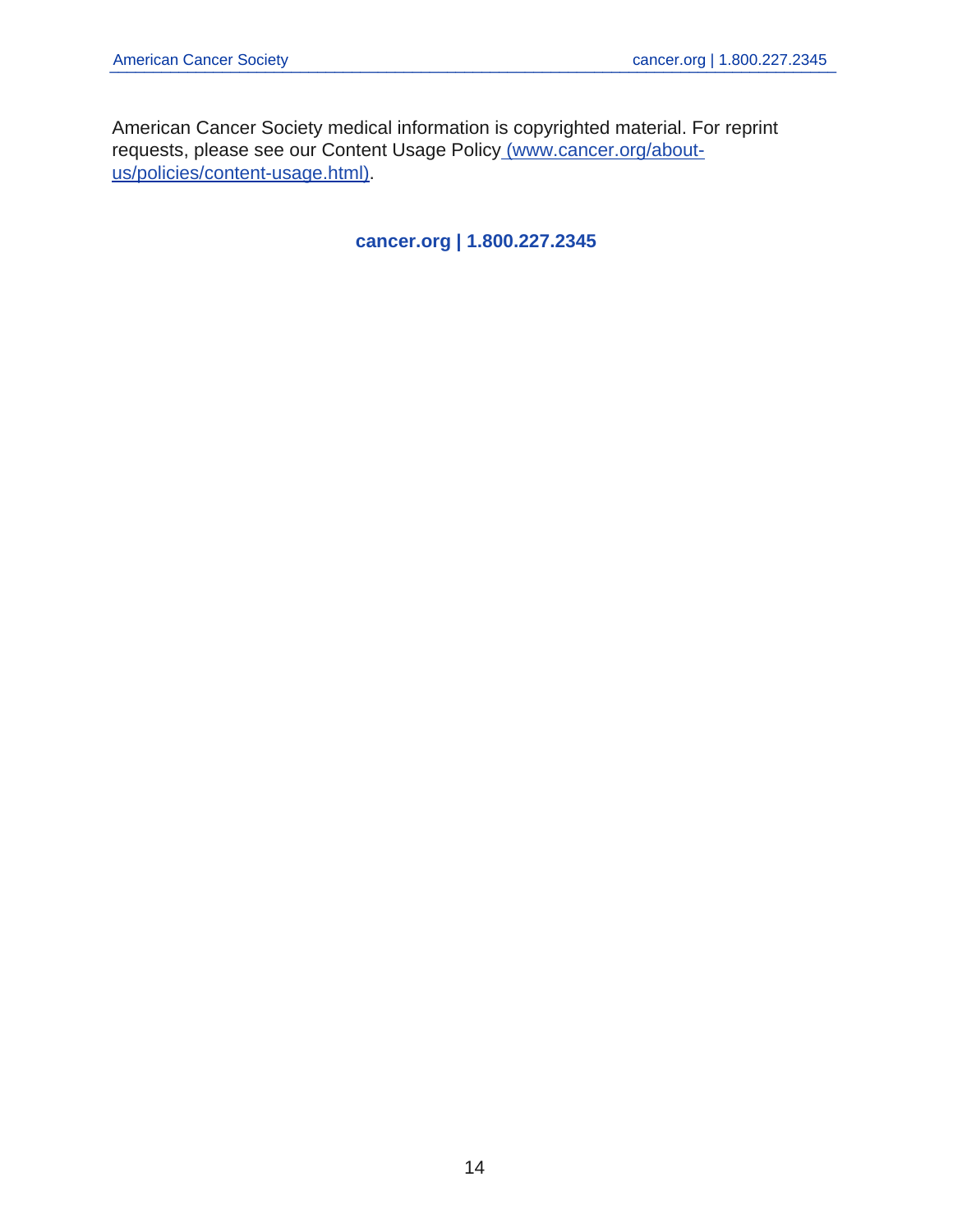American Cancer Society medical information is copyrighted material. For reprint requests, please see our Content Usage Policy (www.cancer.org/about-us/policies/content-usage.html).

**cancer.org | 1.800.227.2345**